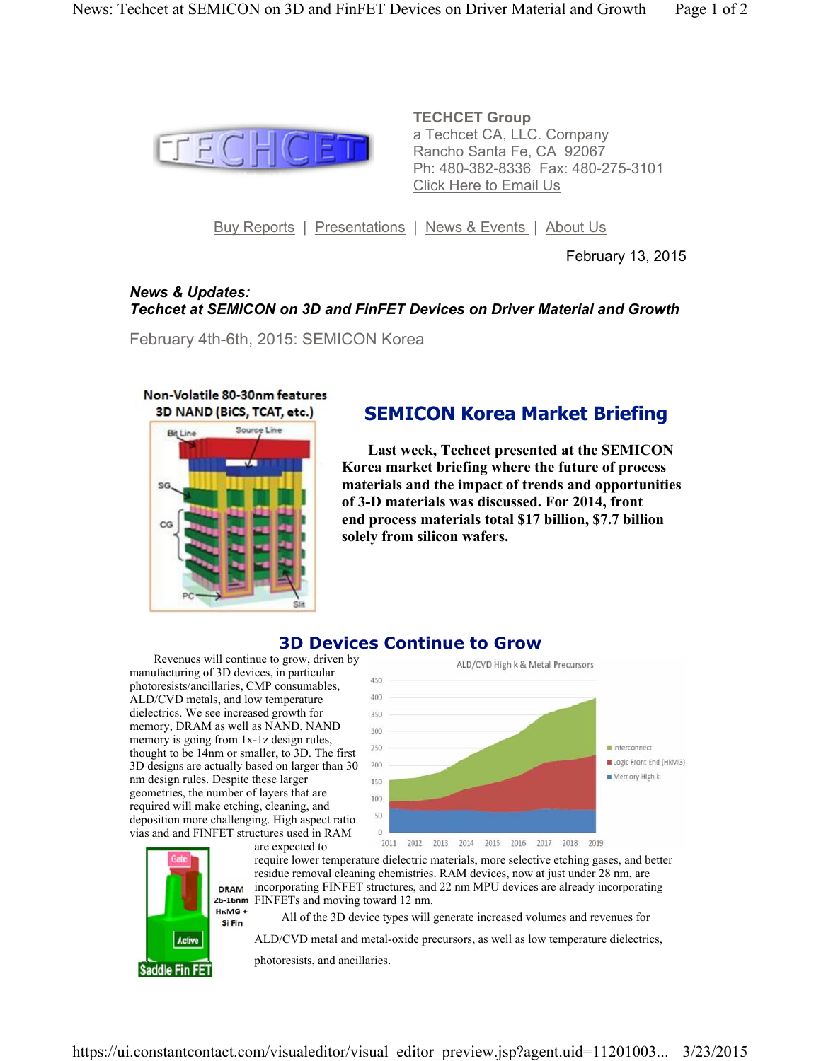**TECHCET Group**
a Techcet CA, LLC. Company
Rancho Santa Fe, CA 92067
Ph: 480-382-8336 Fax: 480-275-3101
Click Here to Email Us

Buy Reports | Presentations | News & Events | About Us

February 13, 2015

***News & Updates:***
***Techcet at SEMICON on 3D and FinFET Devices on Driver Material and Growth***

February 4th-6th, 2015: SEMICON Korea

## SEMICON Korea Market Briefing

**Last week, Techcet presented at the SEMICON Korea market briefing where the future of process materials and the impact of trends and opportunities of 3-D materials was discussed. For 2014, front end process materials total $17 billion, $7.7 billion solely from silicon wafers.**

## 3D Devices Continue to Grow

Revenues will continue to grow, driven by manufacturing of 3D devices, in particular photoresists/ancillaries, CMP consumables, ALD/CVD metals, and low temperature dielectrics. We see increased growth for memory, DRAM as well as NAND. NAND memory is going from 1x-1z design rules, thought to be 14nm or smaller, to 3D. The first 3D designs are actually based on larger than 30 nm design rules. Despite these larger geometries, the number of layers that are required will make etching, cleaning, and deposition more challenging. High aspect ratio vias and and FINFET structures used in RAM are expected to require lower temperature dielectric materials, more selective etching gases, and better residue removal cleaning chemistries. RAM devices, now at just under 28 nm, are incorporating FINFET structures, and 22 nm MPU devices are already incorporating FINFETs and moving toward 12 nm.

All of the 3D device types will generate increased volumes and revenues for ALD/CVD metal and metal-oxide precursors, as well as low temperature dielectrics, photoresists, and ancillaries.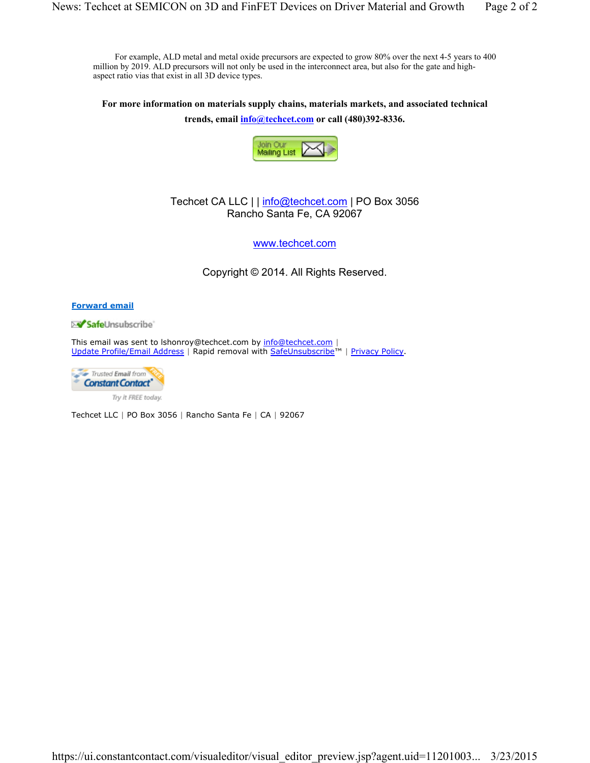For example, ALD metal and metal oxide precursors are expected to grow 80% over the next 4-5 years to 400 million by 2019. ALD precursors will not only be used in the interconnect area, but also for the gate and high-aspect ratio vias that exist in all 3D device types.

**For more information on materials supply chains, materials markets, and associated technical trends, email info@techcet.com or call (480)392-8336.**

Join Our Mailing List

Techcet CA LLC | | info@techcet.com | PO Box 3056
Rancho Santa Fe, CA 92067

www.techcet.com

Copyright © 2014. All Rights Reserved.

**Forward email**

SafeUnsubscribe

This email was sent to lshonroy@techcet.com by info@techcet.com |
Update Profile/Email Address | Rapid removal with SafeUnsubscribe™ | Privacy Policy.

Trusted Email from Constant Contact
Try it FREE today.

Techcet LLC | PO Box 3056 | Rancho Santa Fe | CA | 92067